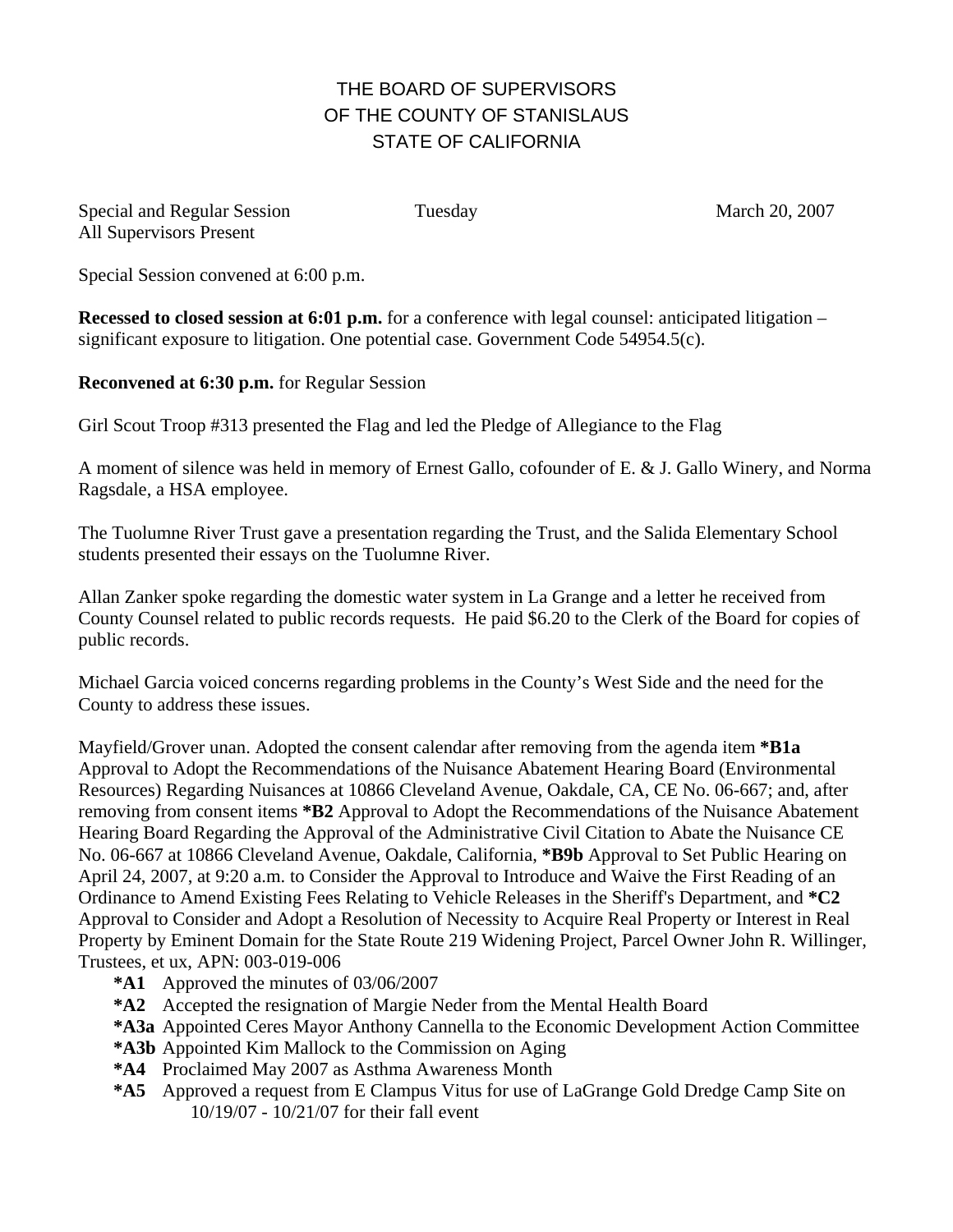# THE BOARD OF SUPERVISORS
# OF THE COUNTY OF STANISLAUS
# STATE OF CALIFORNIA

Special and Regular Session Tuesday March 20, 2007
All Supervisors Present

Special Session convened at 6:00 p.m.

**Recessed to closed session at 6:01 p.m.** for a conference with legal counsel: anticipated litigation – significant exposure to litigation. One potential case. Government Code 54954.5(c).

**Reconvened at 6:30 p.m.** for Regular Session

Girl Scout Troop #313 presented the Flag and led the Pledge of Allegiance to the Flag

A moment of silence was held in memory of Ernest Gallo, cofounder of E. & J. Gallo Winery, and Norma Ragsdale, a HSA employee.

The Tuolumne River Trust gave a presentation regarding the Trust, and the Salida Elementary School students presented their essays on the Tuolumne River.

Allan Zanker spoke regarding the domestic water system in La Grange and a letter he received from County Counsel related to public records requests. He paid $6.20 to the Clerk of the Board for copies of public records.

Michael Garcia voiced concerns regarding problems in the County's West Side and the need for the County to address these issues.

Mayfield/Grover unan. Adopted the consent calendar after removing from the agenda item **\*B1a** Approval to Adopt the Recommendations of the Nuisance Abatement Hearing Board (Environmental Resources) Regarding Nuisances at 10866 Cleveland Avenue, Oakdale, CA, CE No. 06-667; and, after removing from consent items **\*B2** Approval to Adopt the Recommendations of the Nuisance Abatement Hearing Board Regarding the Approval of the Administrative Civil Citation to Abate the Nuisance CE No. 06-667 at 10866 Cleveland Avenue, Oakdale, California, **\*B9b** Approval to Set Public Hearing on April 24, 2007, at 9:20 a.m. to Consider the Approval to Introduce and Waive the First Reading of an Ordinance to Amend Existing Fees Relating to Vehicle Releases in the Sheriff's Department, and **\*C2** Approval to Consider and Adopt a Resolution of Necessity to Acquire Real Property or Interest in Real Property by Eminent Domain for the State Route 219 Widening Project, Parcel Owner John R. Willinger, Trustees, et ux, APN: 003-019-006

- **\*A1** Approved the minutes of 03/06/2007
- **\*A2** Accepted the resignation of Margie Neder from the Mental Health Board
- **\*A3a** Appointed Ceres Mayor Anthony Cannella to the Economic Development Action Committee
- **\*A3b** Appointed Kim Mallock to the Commission on Aging
- **\*A4** Proclaimed May 2007 as Asthma Awareness Month
- **\*A5** Approved a request from E Clampus Vitus for use of LaGrange Gold Dredge Camp Site on 10/19/07 - 10/21/07 for their fall event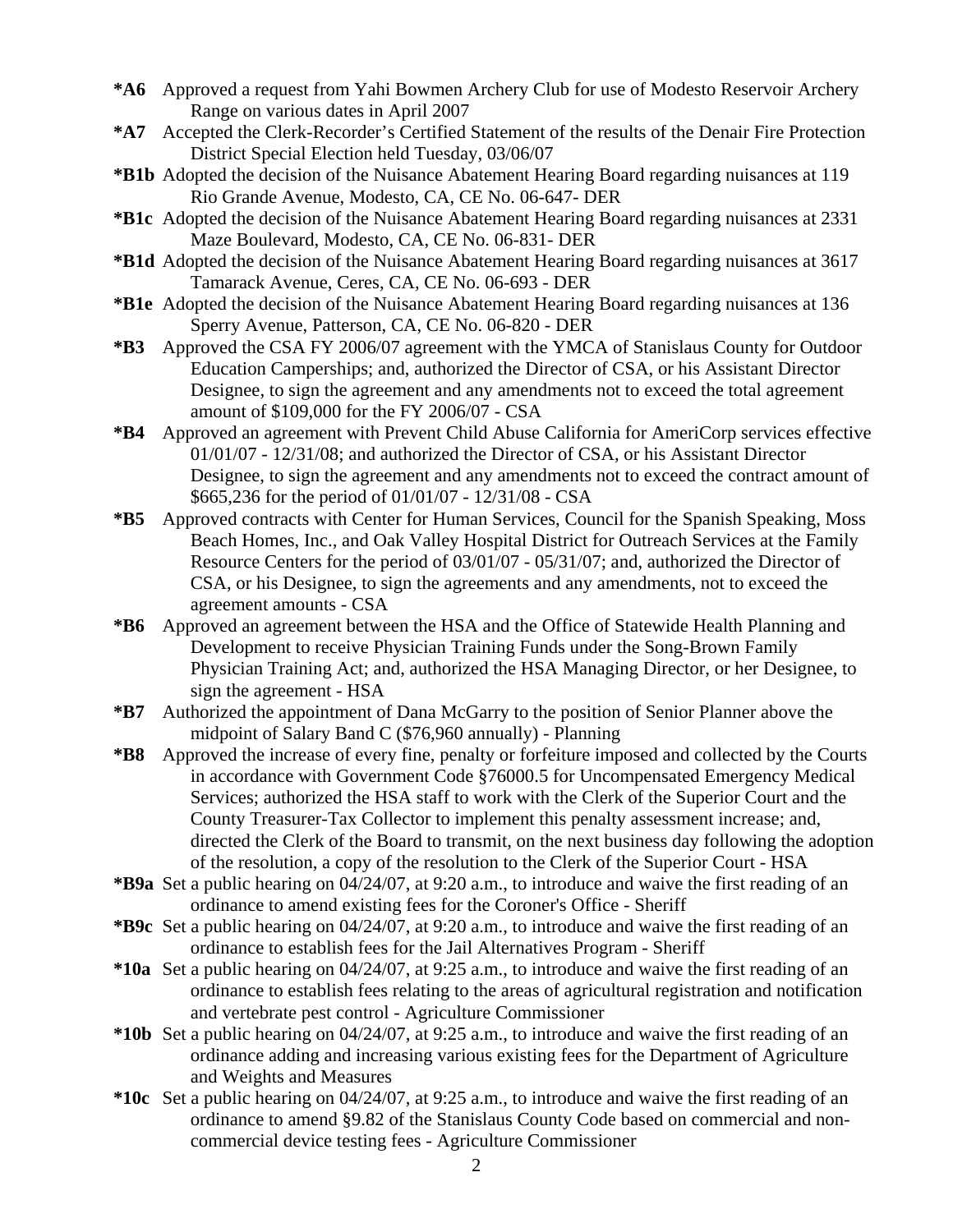**\*A6** Approved a request from Yahi Bowmen Archery Club for use of Modesto Reservoir Archery Range on various dates in April 2007

**\*A7** Accepted the Clerk-Recorder's Certified Statement of the results of the Denair Fire Protection District Special Election held Tuesday, 03/06/07

**\*B1b** Adopted the decision of the Nuisance Abatement Hearing Board regarding nuisances at 119 Rio Grande Avenue, Modesto, CA, CE No. 06-647- DER

**\*B1c** Adopted the decision of the Nuisance Abatement Hearing Board regarding nuisances at 2331 Maze Boulevard, Modesto, CA, CE No. 06-831- DER

**\*B1d** Adopted the decision of the Nuisance Abatement Hearing Board regarding nuisances at 3617 Tamarack Avenue, Ceres, CA, CE No. 06-693 - DER

**\*B1e** Adopted the decision of the Nuisance Abatement Hearing Board regarding nuisances at 136 Sperry Avenue, Patterson, CA, CE No. 06-820 - DER

**\*B3** Approved the CSA FY 2006/07 agreement with the YMCA of Stanislaus County for Outdoor Education Camperships; and, authorized the Director of CSA, or his Assistant Director Designee, to sign the agreement and any amendments not to exceed the total agreement amount of $109,000 for the FY 2006/07 - CSA

**\*B4** Approved an agreement with Prevent Child Abuse California for AmeriCorp services effective 01/01/07 - 12/31/08; and authorized the Director of CSA, or his Assistant Director Designee, to sign the agreement and any amendments not to exceed the contract amount of $665,236 for the period of 01/01/07 - 12/31/08 - CSA

**\*B5** Approved contracts with Center for Human Services, Council for the Spanish Speaking, Moss Beach Homes, Inc., and Oak Valley Hospital District for Outreach Services at the Family Resource Centers for the period of 03/01/07 - 05/31/07; and, authorized the Director of CSA, or his Designee, to sign the agreements and any amendments, not to exceed the agreement amounts - CSA

**\*B6** Approved an agreement between the HSA and the Office of Statewide Health Planning and Development to receive Physician Training Funds under the Song-Brown Family Physician Training Act; and, authorized the HSA Managing Director, or her Designee, to sign the agreement - HSA

**\*B7** Authorized the appointment of Dana McGarry to the position of Senior Planner above the midpoint of Salary Band C ($76,960 annually) - Planning

**\*B8** Approved the increase of every fine, penalty or forfeiture imposed and collected by the Courts in accordance with Government Code §76000.5 for Uncompensated Emergency Medical Services; authorized the HSA staff to work with the Clerk of the Superior Court and the County Treasurer-Tax Collector to implement this penalty assessment increase; and, directed the Clerk of the Board to transmit, on the next business day following the adoption of the resolution, a copy of the resolution to the Clerk of the Superior Court - HSA

**\*B9a** Set a public hearing on 04/24/07, at 9:20 a.m., to introduce and waive the first reading of an ordinance to amend existing fees for the Coroner's Office - Sheriff

**\*B9c** Set a public hearing on 04/24/07, at 9:20 a.m., to introduce and waive the first reading of an ordinance to establish fees for the Jail Alternatives Program - Sheriff

**\*10a** Set a public hearing on 04/24/07, at 9:25 a.m., to introduce and waive the first reading of an ordinance to establish fees relating to the areas of agricultural registration and notification and vertebrate pest control - Agriculture Commissioner

**\*10b** Set a public hearing on 04/24/07, at 9:25 a.m., to introduce and waive the first reading of an ordinance adding and increasing various existing fees for the Department of Agriculture and Weights and Measures

**\*10c** Set a public hearing on 04/24/07, at 9:25 a.m., to introduce and waive the first reading of an ordinance to amend §9.82 of the Stanislaus County Code based on commercial and non-commercial device testing fees - Agriculture Commissioner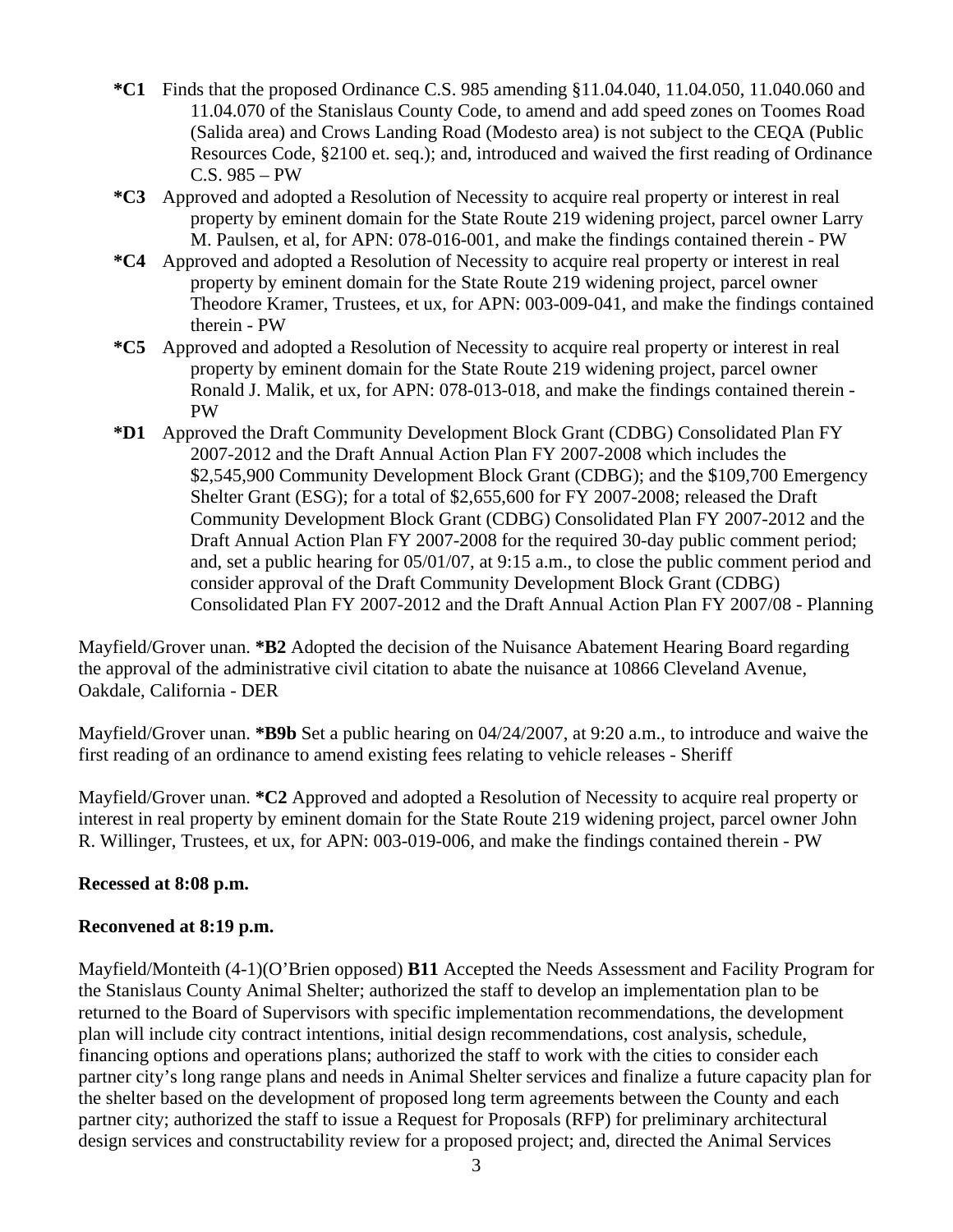- **\*C1** Finds that the proposed Ordinance C.S. 985 amending §11.04.040, 11.04.050, 11.040.060 and 11.04.070 of the Stanislaus County Code, to amend and add speed zones on Toomes Road (Salida area) and Crows Landing Road (Modesto area) is not subject to the CEQA (Public Resources Code, §2100 et. seq.); and, introduced and waived the first reading of Ordinance C.S. 985 – PW
- **\*C3** Approved and adopted a Resolution of Necessity to acquire real property or interest in real property by eminent domain for the State Route 219 widening project, parcel owner Larry M. Paulsen, et al, for APN: 078-016-001, and make the findings contained therein - PW
- **\*C4** Approved and adopted a Resolution of Necessity to acquire real property or interest in real property by eminent domain for the State Route 219 widening project, parcel owner Theodore Kramer, Trustees, et ux, for APN: 003-009-041, and make the findings contained therein - PW
- **\*C5** Approved and adopted a Resolution of Necessity to acquire real property or interest in real property by eminent domain for the State Route 219 widening project, parcel owner Ronald J. Malik, et ux, for APN: 078-013-018, and make the findings contained therein - PW
- **\*D1** Approved the Draft Community Development Block Grant (CDBG) Consolidated Plan FY 2007-2012 and the Draft Annual Action Plan FY 2007-2008 which includes the $2,545,900 Community Development Block Grant (CDBG); and the $109,700 Emergency Shelter Grant (ESG); for a total of $2,655,600 for FY 2007-2008; released the Draft Community Development Block Grant (CDBG) Consolidated Plan FY 2007-2012 and the Draft Annual Action Plan FY 2007-2008 for the required 30-day public comment period; and, set a public hearing for 05/01/07, at 9:15 a.m., to close the public comment period and consider approval of the Draft Community Development Block Grant (CDBG) Consolidated Plan FY 2007-2012 and the Draft Annual Action Plan FY 2007/08 - Planning

Mayfield/Grover unan. **\*B2** Adopted the decision of the Nuisance Abatement Hearing Board regarding the approval of the administrative civil citation to abate the nuisance at 10866 Cleveland Avenue, Oakdale, California - DER

Mayfield/Grover unan. **\*B9b** Set a public hearing on 04/24/2007, at 9:20 a.m., to introduce and waive the first reading of an ordinance to amend existing fees relating to vehicle releases - Sheriff

Mayfield/Grover unan. **\*C2** Approved and adopted a Resolution of Necessity to acquire real property or interest in real property by eminent domain for the State Route 219 widening project, parcel owner John R. Willinger, Trustees, et ux, for APN: 003-019-006, and make the findings contained therein - PW

**Recessed at 8:08 p.m.**

**Reconvened at 8:19 p.m.**

Mayfield/Monteith (4-1)(O'Brien opposed) **B11** Accepted the Needs Assessment and Facility Program for the Stanislaus County Animal Shelter; authorized the staff to develop an implementation plan to be returned to the Board of Supervisors with specific implementation recommendations, the development plan will include city contract intentions, initial design recommendations, cost analysis, schedule, financing options and operations plans; authorized the staff to work with the cities to consider each partner city's long range plans and needs in Animal Shelter services and finalize a future capacity plan for the shelter based on the development of proposed long term agreements between the County and each partner city; authorized the staff to issue a Request for Proposals (RFP) for preliminary architectural design services and constructability review for a proposed project; and, directed the Animal Services